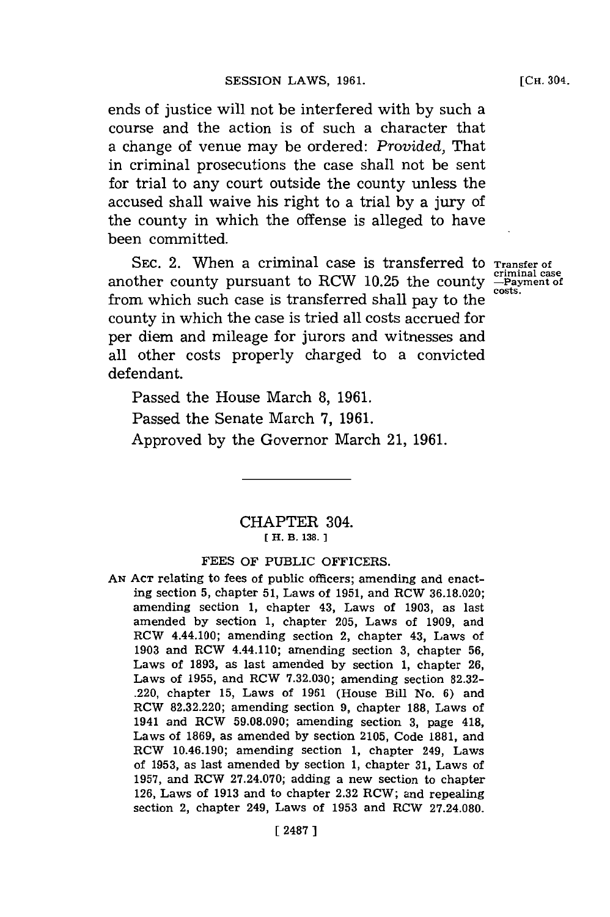ends of justice will not be interfered with by such a course and the action is of such a character that a change of venue may be ordered: *Provided,* That in criminal prosecutions the case shall not be sent for trial to any court outside the county unless the accused shall waive his right to a trial by a jury of the county in which the offense is alleged to have been committed.

SEC. 2. When a criminal case is transferred to another county pursuant to RCW 10.25 the county from which such case is transferred shall pay to the county in which the case is tried all costs accrued for per diem and mileage for jurors and witnesses and all other costs properly charged to a convicted defendant.

Transfer of criminal case —Payment of costs.

Passed the House March 8, 1961.

Passed the Senate March 7, 1961.

Approved by the Governor March 21, 1961.

---

## CHAPTER 304.

[ H. B. 138. ]

### FEES OF PUBLIC OFFICERS.

AN ACT relating to fees of public officers; amending and enacting section 5, chapter 51, Laws of 1951, and RCW 36.18.020; amending section 1, chapter 43, Laws of 1903, as last amended by section 1, chapter 205, Laws of 1909, and RCW 4.44.100; amending section 2, chapter 43, Laws of 1903 and RCW 4.44.110; amending section 3, chapter 56, Laws of 1893, as last amended by section 1, chapter 26, Laws of 1955, and RCW 7.32.030; amending section 82.32-.220, chapter 15, Laws of 1961 (House Bill No. 6) and RCW 82.32.220; amending section 9, chapter 188, Laws of 1941 and RCW 59.08.090; amending section 3, page 418, Laws of 1869, as amended by section 2105, Code 1881, and RCW 10.46.190; amending section 1, chapter 249, Laws of 1953, as last amended by section 1, chapter 31, Laws of 1957, and RCW 27.24.070; adding a new section to chapter 126, Laws of 1913 and to chapter 2.32 RCW; and repealing section 2, chapter 249, Laws of 1953 and RCW 27.24.080.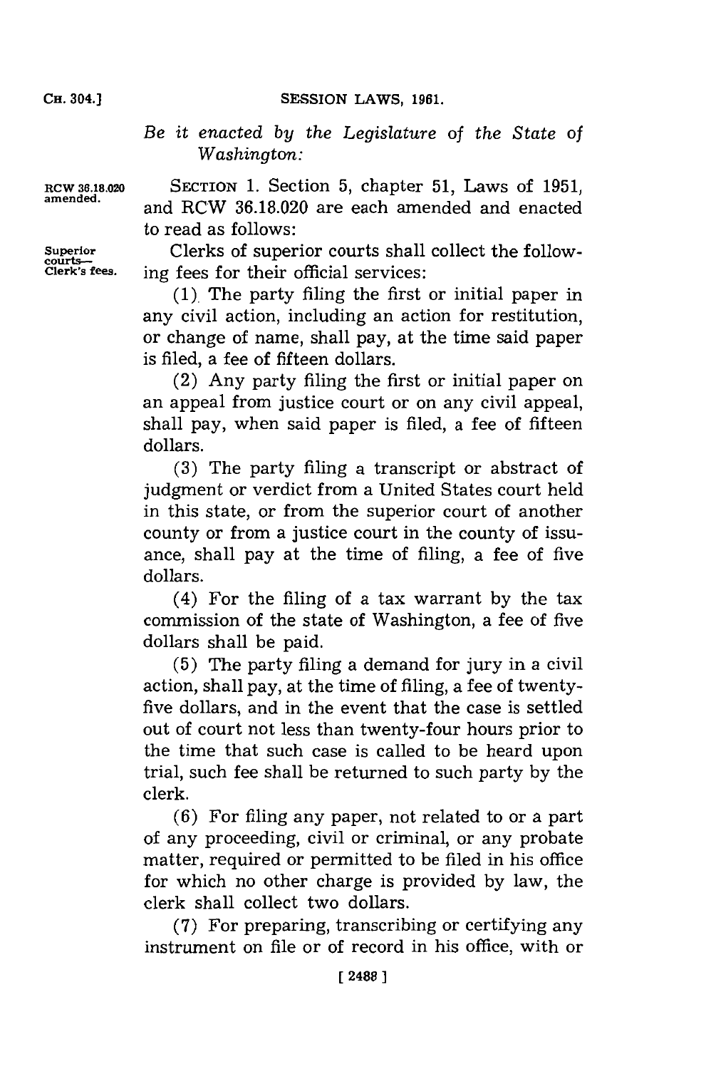*Be it enacted by the Legislature of the State of Washington:*

RCW 36.18.020 amended.

SECTION 1. Section 5, chapter 51, Laws of 1951, and RCW 36.18.020 are each amended and enacted to read as follows:

Superior courts—Clerk's fees.

Clerks of superior courts shall collect the following fees for their official services:

(1) The party filing the first or initial paper in any civil action, including an action for restitution, or change of name, shall pay, at the time said paper is filed, a fee of fifteen dollars.

(2) Any party filing the first or initial paper on an appeal from justice court or on any civil appeal, shall pay, when said paper is filed, a fee of fifteen dollars.

(3) The party filing a transcript or abstract of judgment or verdict from a United States court held in this state, or from the superior court of another county or from a justice court in the county of issuance, shall pay at the time of filing, a fee of five dollars.

(4) For the filing of a tax warrant by the tax commission of the state of Washington, a fee of five dollars shall be paid.

(5) The party filing a demand for jury in a civil action, shall pay, at the time of filing, a fee of twenty-five dollars, and in the event that the case is settled out of court not less than twenty-four hours prior to the time that such case is called to be heard upon trial, such fee shall be returned to such party by the clerk.

(6) For filing any paper, not related to or a part of any proceeding, civil or criminal, or any probate matter, required or permitted to be filed in his office for which no other charge is provided by law, the clerk shall collect two dollars.

(7) For preparing, transcribing or certifying any instrument on file or of record in his office, with or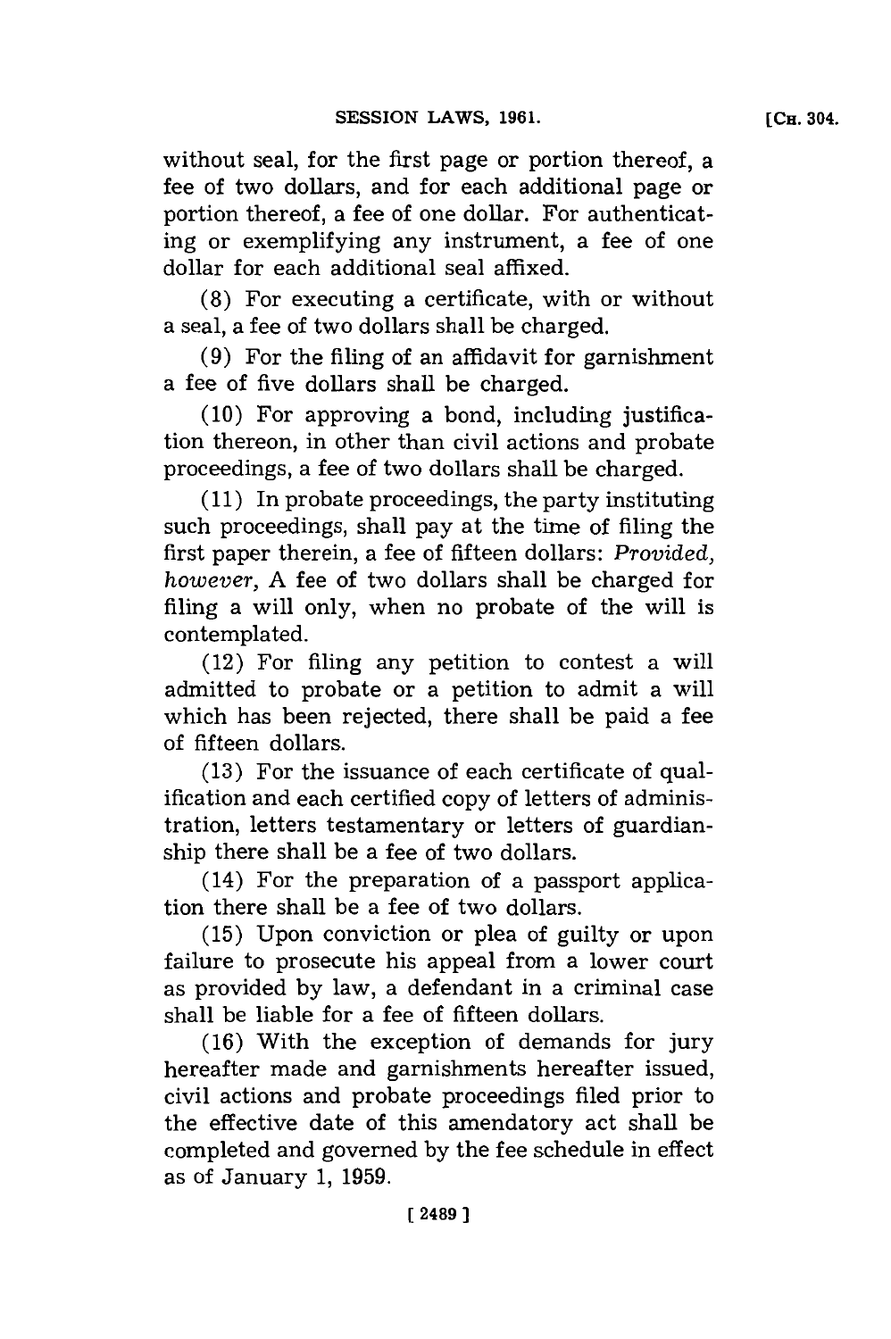without seal, for the first page or portion thereof, a fee of two dollars, and for each additional page or portion thereof, a fee of one dollar. For authenticating or exemplifying any instrument, a fee of one dollar for each additional seal affixed.

(8) For executing a certificate, with or without a seal, a fee of two dollars shall be charged.

(9) For the filing of an affidavit for garnishment a fee of five dollars shall be charged.

(10) For approving a bond, including justification thereon, in other than civil actions and probate proceedings, a fee of two dollars shall be charged.

(11) In probate proceedings, the party instituting such proceedings, shall pay at the time of filing the first paper therein, a fee of fifteen dollars: *Provided, however,* A fee of two dollars shall be charged for filing a will only, when no probate of the will is contemplated.

(12) For filing any petition to contest a will admitted to probate or a petition to admit a will which has been rejected, there shall be paid a fee of fifteen dollars.

(13) For the issuance of each certificate of qualification and each certified copy of letters of administration, letters testamentary or letters of guardianship there shall be a fee of two dollars.

(14) For the preparation of a passport application there shall be a fee of two dollars.

(15) Upon conviction or plea of guilty or upon failure to prosecute his appeal from a lower court as provided by law, a defendant in a criminal case shall be liable for a fee of fifteen dollars.

(16) With the exception of demands for jury hereafter made and garnishments hereafter issued, civil actions and probate proceedings filed prior to the effective date of this amendatory act shall be completed and governed by the fee schedule in effect as of January 1, 1959.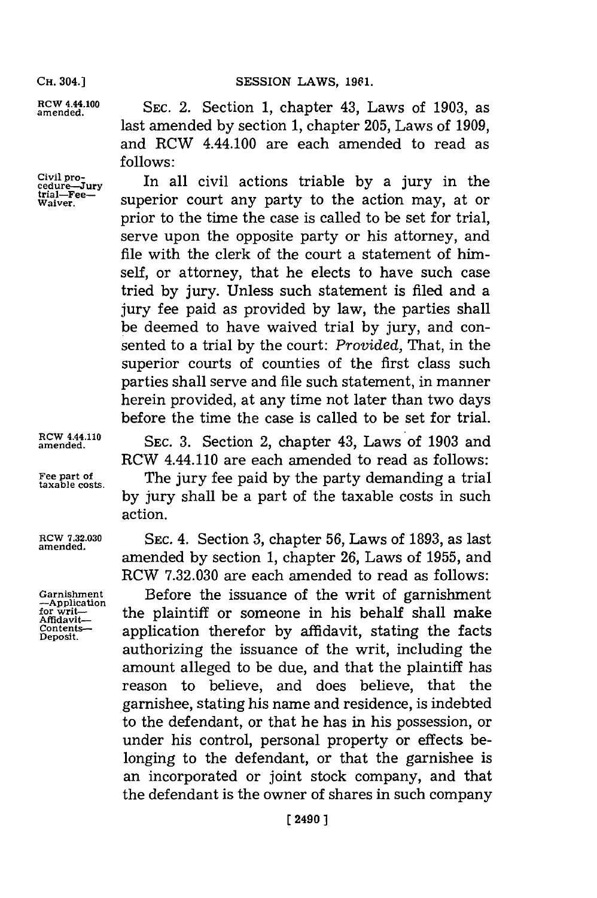RCW 4.44.100 amended.

SEC. 2. Section 1, chapter 43, Laws of 1903, as last amended by section 1, chapter 205, Laws of 1909, and RCW 4.44.100 are each amended to read as follows:

Civil procedure—Jury trial—Fee—Waiver.

In all civil actions triable by a jury in the superior court any party to the action may, at or prior to the time the case is called to be set for trial, serve upon the opposite party or his attorney, and file with the clerk of the court a statement of himself, or attorney, that he elects to have such case tried by jury. Unless such statement is filed and a jury fee paid as provided by law, the parties shall be deemed to have waived trial by jury, and consented to a trial by the court: *Provided*, That, in the superior courts of counties of the first class such parties shall serve and file such statement, in manner herein provided, at any time not later than two days before the time the case is called to be set for trial.

RCW 4.44.110 amended.

SEC. 3. Section 2, chapter 43, Laws of 1903 and RCW 4.44.110 are each amended to read as follows:

Fee part of taxable costs.

The jury fee paid by the party demanding a trial by jury shall be a part of the taxable costs in such action.

RCW 7.32.030 amended.

SEC. 4. Section 3, chapter 56, Laws of 1893, as last amended by section 1, chapter 26, Laws of 1955, and RCW 7.32.030 are each amended to read as follows:

Garnishment—Application for writ—Affidavit—Contents—Deposit.

Before the issuance of the writ of garnishment the plaintiff or someone in his behalf shall make application therefor by affidavit, stating the facts authorizing the issuance of the writ, including the amount alleged to be due, and that the plaintiff has reason to believe, and does believe, that the garnishee, stating his name and residence, is indebted to the defendant, or that he has in his possession, or under his control, personal property or effects belonging to the defendant, or that the garnishee is an incorporated or joint stock company, and that the defendant is the owner of shares in such company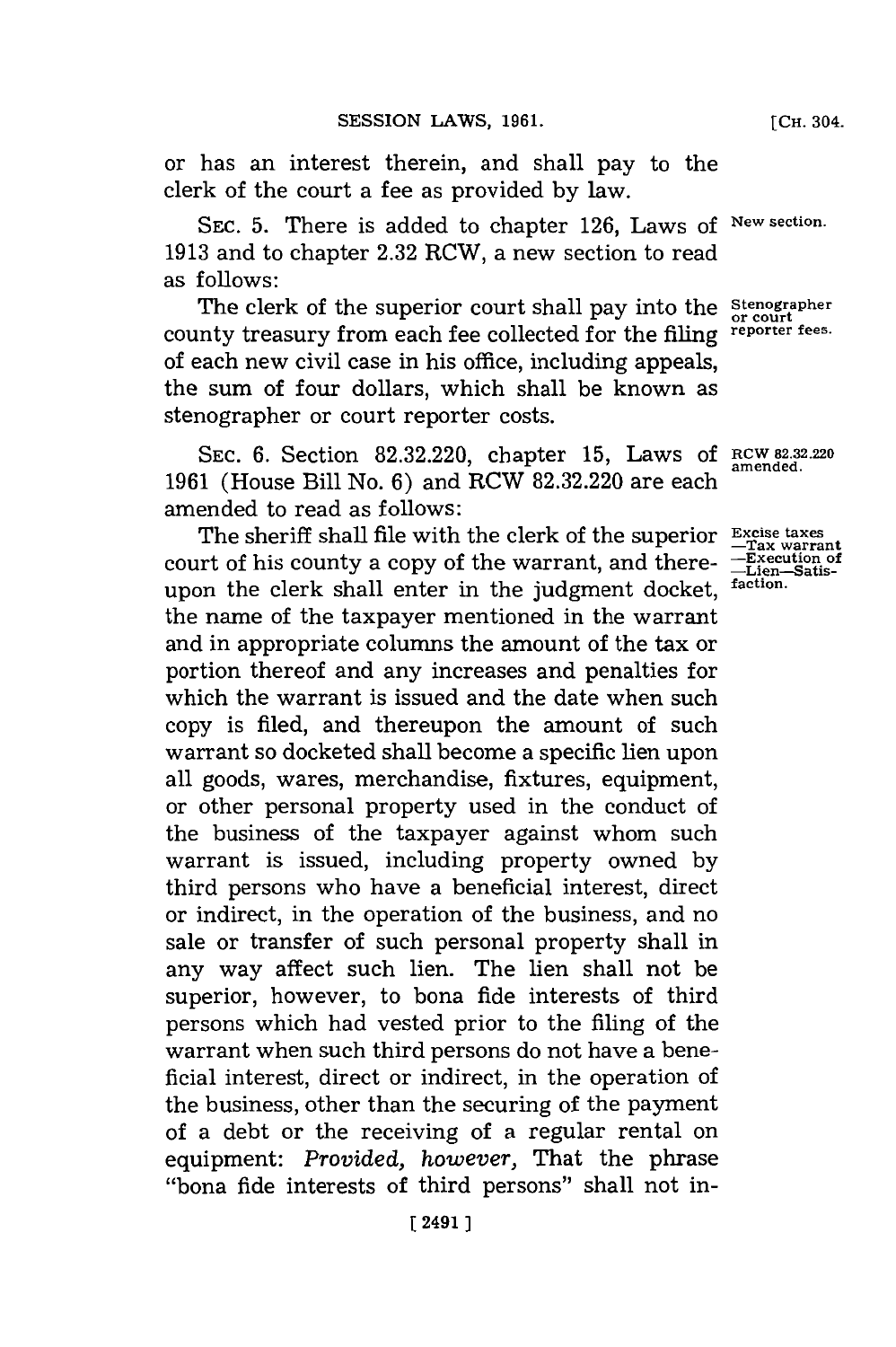or has an interest therein, and shall pay to the clerk of the court a fee as provided by law.

SEC. 5. There is added to chapter 126, Laws of 1913 and to chapter 2.32 RCW, a new section to read as follows: *New section.*

*Stenographer or court reporter fees.* The clerk of the superior court shall pay into the county treasury from each fee collected for the filing of each new civil case in his office, including appeals, the sum of four dollars, which shall be known as stenographer or court reporter costs.

SEC. 6. Section 82.32.220, chapter 15, Laws of 1961 (House Bill No. 6) and RCW 82.32.220 are each amended to read as follows: *RCW 82.32.220 amended.*

*Excise taxes —Tax warrant —Execution of —Lien—Satisfaction.* The sheriff shall file with the clerk of the superior court of his county a copy of the warrant, and thereupon the clerk shall enter in the judgment docket, the name of the taxpayer mentioned in the warrant and in appropriate columns the amount of the tax or portion thereof and any increases and penalties for which the warrant is issued and the date when such copy is filed, and thereupon the amount of such warrant so docketed shall become a specific lien upon all goods, wares, merchandise, fixtures, equipment, or other personal property used in the conduct of the business of the taxpayer against whom such warrant is issued, including property owned by third persons who have a beneficial interest, direct or indirect, in the operation of the business, and no sale or transfer of such personal property shall in any way affect such lien. The lien shall not be superior, however, to bona fide interests of third persons which had vested prior to the filing of the warrant when such third persons do not have a beneficial interest, direct or indirect, in the operation of the business, other than the securing of the payment of a debt or the receiving of a regular rental on equipment: *Provided, however,* That the phrase "bona fide interests of third persons" shall not in-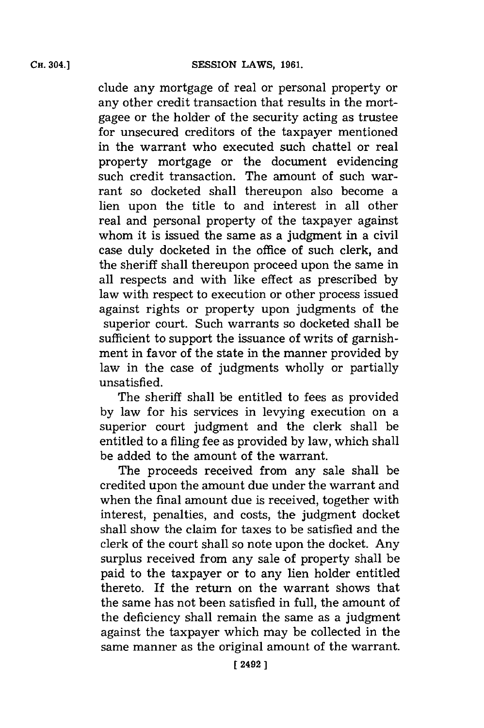clude any mortgage of real or personal property or any other credit transaction that results in the mortgagee or the holder of the security acting as trustee for unsecured creditors of the taxpayer mentioned in the warrant who executed such chattel or real property mortgage or the document evidencing such credit transaction. The amount of such warrant so docketed shall thereupon also become a lien upon the title to and interest in all other real and personal property of the taxpayer against whom it is issued the same as a judgment in a civil case duly docketed in the office of such clerk, and the sheriff shall thereupon proceed upon the same in all respects and with like effect as prescribed by law with respect to execution or other process issued against rights or property upon judgments of the superior court. Such warrants so docketed shall be sufficient to support the issuance of writs of garnishment in favor of the state in the manner provided by law in the case of judgments wholly or partially unsatisfied.

The sheriff shall be entitled to fees as provided by law for his services in levying execution on a superior court judgment and the clerk shall be entitled to a filing fee as provided by law, which shall be added to the amount of the warrant.

The proceeds received from any sale shall be credited upon the amount due under the warrant and when the final amount due is received, together with interest, penalties, and costs, the judgment docket shall show the claim for taxes to be satisfied and the clerk of the court shall so note upon the docket. Any surplus received from any sale of property shall be paid to the taxpayer or to any lien holder entitled thereto. If the return on the warrant shows that the same has not been satisfied in full, the amount of the deficiency shall remain the same as a judgment against the taxpayer which may be collected in the same manner as the original amount of the warrant.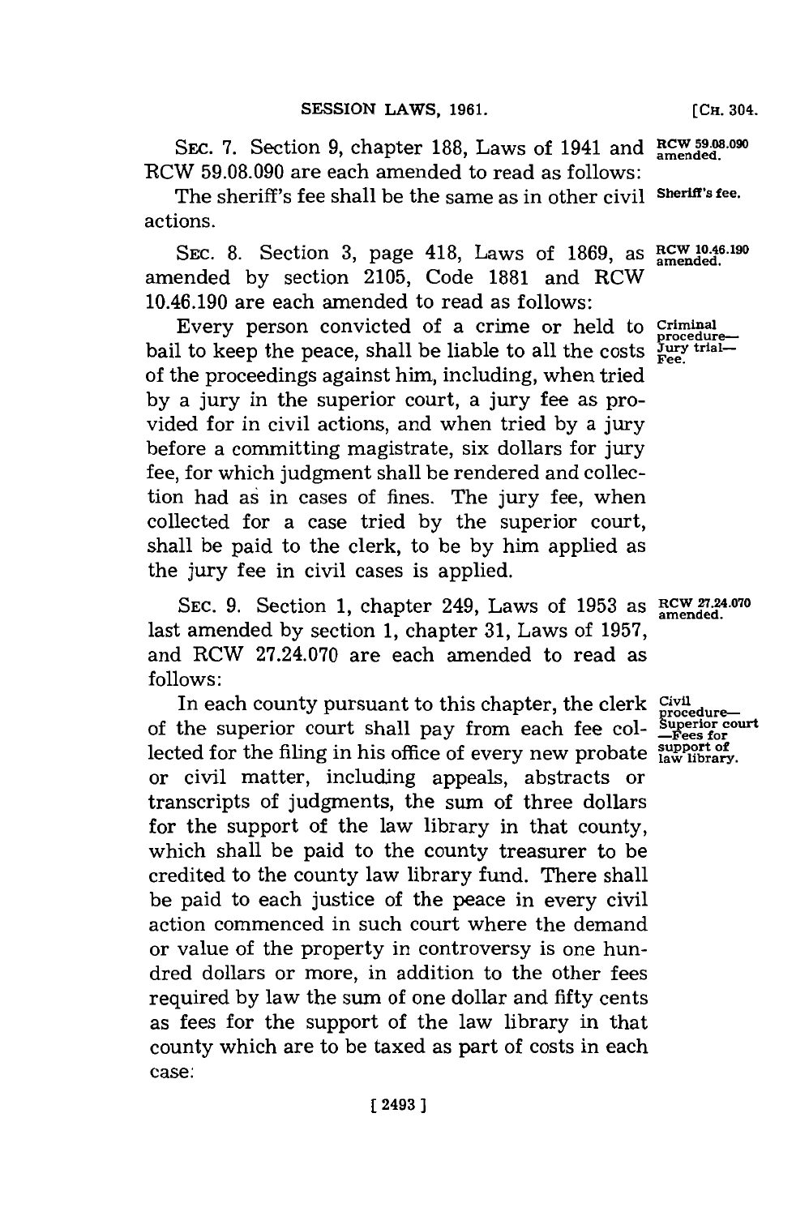SEC. 7. Section 9, chapter 188, Laws of 1941 and RCW 59.08.090 are each amended to read as follows:

RCW 59.08.090 amended.

The sheriff's fee shall be the same as in other civil actions.

Sheriff's fee.

SEC. 8. Section 3, page 418, Laws of 1869, as amended by section 2105, Code 1881 and RCW 10.46.190 are each amended to read as follows:

RCW 10.46.190 amended.

Every person convicted of a crime or held to bail to keep the peace, shall be liable to all the costs of the proceedings against him, including, when tried by a jury in the superior court, a jury fee as provided for in civil actions, and when tried by a jury before a committing magistrate, six dollars for jury fee, for which judgment shall be rendered and collection had as in cases of fines. The jury fee, when collected for a case tried by the superior court, shall be paid to the clerk, to be by him applied as the jury fee in civil cases is applied.

Criminal procedure—Jury trial—Fee.

SEC. 9. Section 1, chapter 249, Laws of 1953 as last amended by section 1, chapter 31, Laws of 1957, and RCW 27.24.070 are each amended to read as follows:

RCW 27.24.070 amended.

In each county pursuant to this chapter, the clerk of the superior court shall pay from each fee collected for the filing in his office of every new probate or civil matter, including appeals, abstracts or transcripts of judgments, the sum of three dollars for the support of the law library in that county, which shall be paid to the county treasurer to be credited to the county law library fund. There shall be paid to each justice of the peace in every civil action commenced in such court where the demand or value of the property in controversy is one hundred dollars or more, in addition to the other fees required by law the sum of one dollar and fifty cents as fees for the support of the law library in that county which are to be taxed as part of costs in each case:

Civil procedure—Superior court—Fees for support of law library.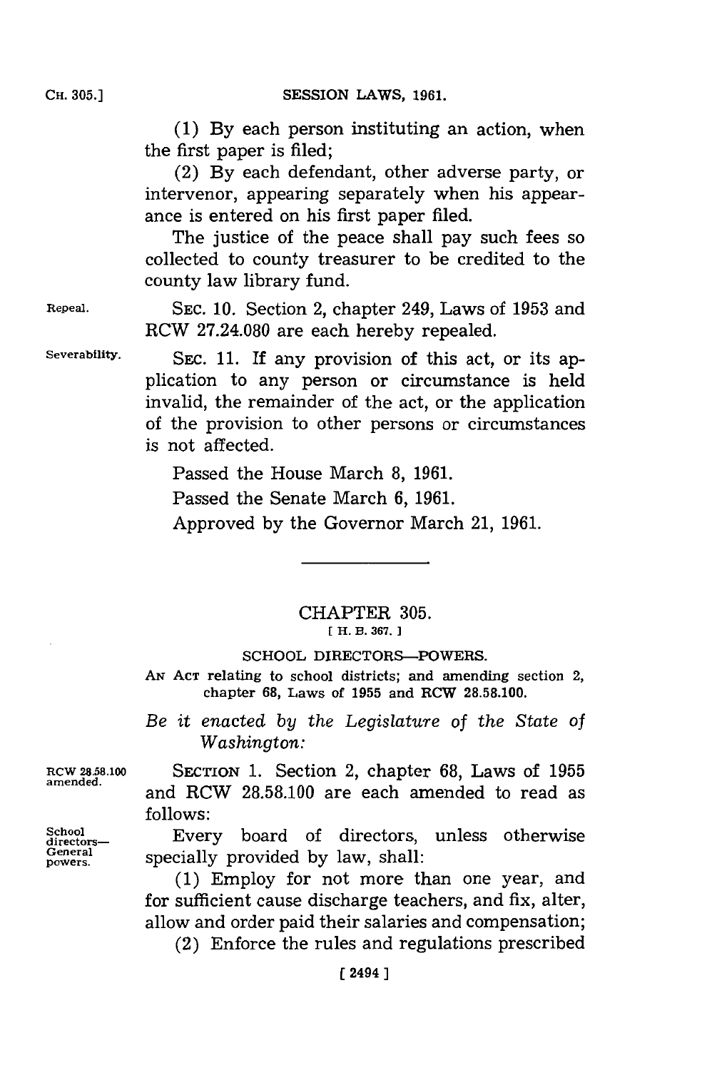(1) By each person instituting an action, when the first paper is filed;

(2) By each defendant, other adverse party, or intervenor, appearing separately when his appearance is entered on his first paper filed.

The justice of the peace shall pay such fees so collected to county treasurer to be credited to the county law library fund.

Repeal. SEC. 10. Section 2, chapter 249, Laws of 1953 and RCW 27.24.080 are each hereby repealed.

Severability. SEC. 11. If any provision of this act, or its application to any person or circumstance is held invalid, the remainder of the act, or the application of the provision to other persons or circumstances is not affected.

Passed the House March 8, 1961.

Passed the Senate March 6, 1961.

Approved by the Governor March 21, 1961.

---

## CHAPTER 305.

[ H. B. 367. ]

### SCHOOL DIRECTORS—POWERS.

AN ACT relating to school districts; and amending section 2, chapter 68, Laws of 1955 and RCW 28.58.100.

*Be it enacted by the Legislature of the State of Washington:*

RCW 28.58.100 amended. SECTION 1. Section 2, chapter 68, Laws of 1955 and RCW 28.58.100 are each amended to read as follows:

School directors—General powers. Every board of directors, unless otherwise specially provided by law, shall:

(1) Employ for not more than one year, and for sufficient cause discharge teachers, and fix, alter, allow and order paid their salaries and compensation;

(2) Enforce the rules and regulations prescribed